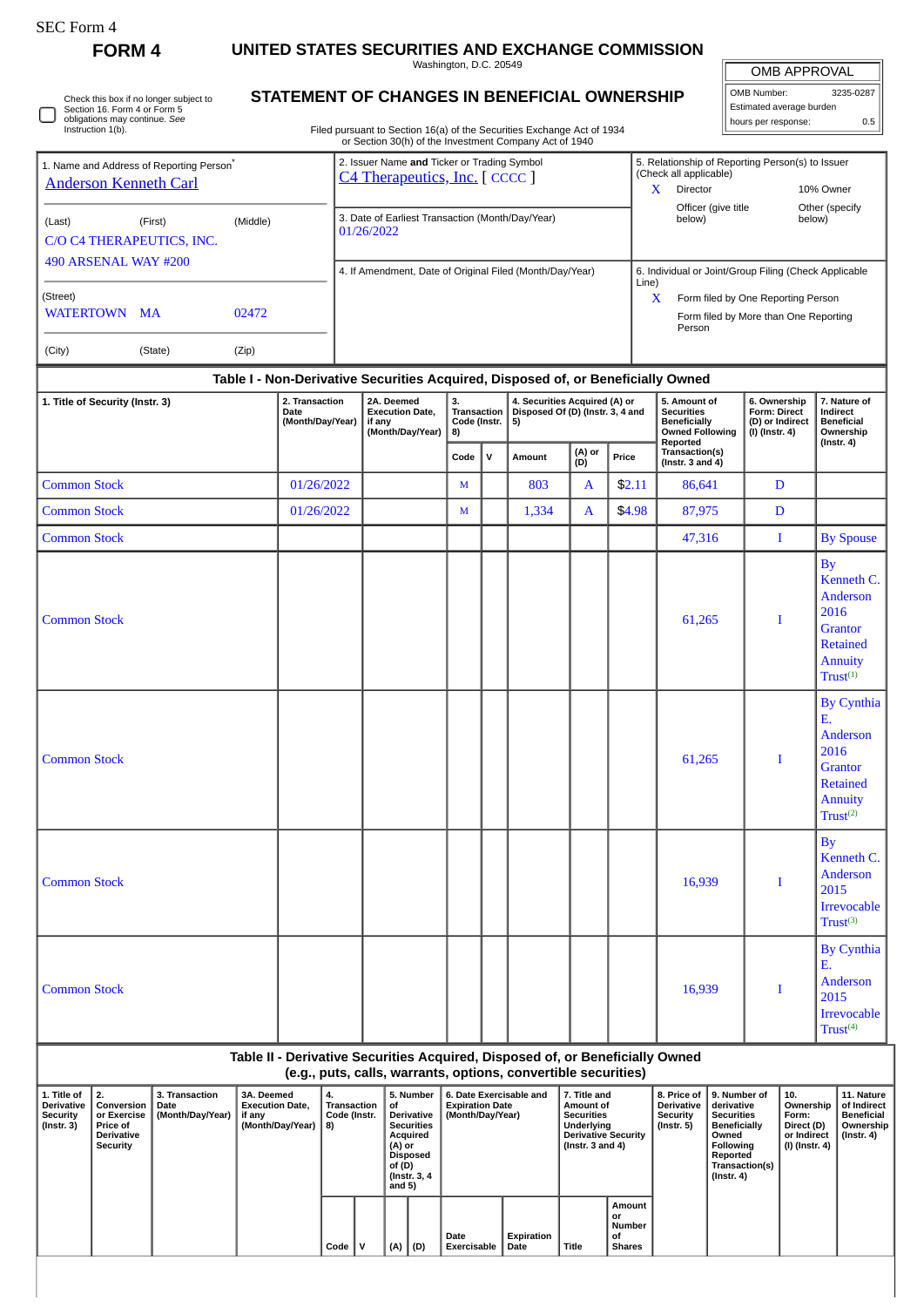SEC Form 4

# FORM 4

## UNITED STATES SECURITIES AND EXCHANGE COMMISSION

Washington, D.C. 20549

## STATEMENT OF CHANGES IN BENEFICIAL OWNERSHIP

Filed pursuant to Section 16(a) of the Securities Exchange Act of 1934 or Section 30(h) of the Investment Company Act of 1940

| OMB APPROVAL | |
|---|---|
| OMB Number: | 3235-0287 |
| Estimated average burden | |
| hours per response: | 0.5 |

☐ Check this box if no longer subject to Section 16. Form 4 or Form 5 obligations may continue. *See* Instruction 1(b).

| 1. Name and Address of Reporting Person* | 2. Issuer Name and Ticker or Trading Symbol | 5. Relationship of Reporting Person(s) to Issuer (Check all applicable) |
|---|---|---|
| Anderson Kenneth Carl | C4 Therapeutics, Inc. [ CCCC ] | X Director; 10% Owner; Officer (give title below); Other (specify below) |
| (Last) (First) (Middle) C/O C4 THERAPEUTICS, INC. 490 ARSENAL WAY #200 | 3. Date of Earliest Transaction (Month/Day/Year) 01/26/2022 | |
| (Street) WATERTOWN MA 02472 | 4. If Amendment, Date of Original Filed (Month/Day/Year) | 6. Individual or Joint/Group Filing (Check Applicable Line) X Form filed by One Reporting Person; Form filed by More than One Reporting Person |
| (City) (State) (Zip) | | |

### Table I - Non-Derivative Securities Acquired, Disposed of, or Beneficially Owned

| 1. Title of Security (Instr. 3) | 2. Transaction Date (Month/Day/Year) | 2A. Deemed Execution Date, if any (Month/Day/Year) | 3. Transaction Code (Instr. 8) | | 4. Securities Acquired (A) or Disposed Of (D) (Instr. 3, 4 and 5) | | | 5. Amount of Securities Beneficially Owned Following Reported Transaction(s) (Instr. 3 and 4) | 6. Ownership Form: Direct (D) or Indirect (I) (Instr. 4) | 7. Nature of Indirect Beneficial Ownership (Instr. 4) |
|---|---|---|---|---|---|---|---|---|---|---|
| | | | Code | V | Amount | (A) or (D) | Price | | | |
| Common Stock | 01/26/2022 | | M | | 803 | A | $2.11 | 86,641 | D | |
| Common Stock | 01/26/2022 | | M | | 1,334 | A | $4.98 | 87,975 | D | |
| Common Stock | | | | | | | | 47,316 | I | By Spouse |
| Common Stock | | | | | | | | 61,265 | I | By Kenneth C. Anderson 2016 Grantor Retained Annuity Trust[1] |
| Common Stock | | | | | | | | 61,265 | I | By Cynthia E. Anderson 2016 Grantor Retained Annuity Trust[2] |
| Common Stock | | | | | | | | 16,939 | I | By Kenneth C. Anderson 2015 Irrevocable Trust[3] |
| Common Stock | | | | | | | | 16,939 | I | By Cynthia E. Anderson 2015 Irrevocable Trust[4] |

### Table II - Derivative Securities Acquired, Disposed of, or Beneficially Owned (e.g., puts, calls, warrants, options, convertible securities)

| 1. Title of Derivative Security (Instr. 3) | 2. Conversion or Exercise Price of Derivative Security | 3. Transaction Date (Month/Day/Year) | 3A. Deemed Execution Date, if any (Month/Day/Year) | 4. Transaction Code (Instr. 8) | | 5. Number of Derivative Securities Acquired (A) or Disposed of (D) (Instr. 3, 4 and 5) | | 6. Date Exercisable and Expiration Date (Month/Day/Year) | | 7. Title and Amount of Securities Underlying Derivative Security (Instr. 3 and 4) | | 8. Price of Derivative Security (Instr. 5) | 9. Number of derivative Securities Beneficially Owned Following Reported Transaction(s) (Instr. 4) | 10. Ownership Form: Direct (D) or Indirect (I) (Instr. 4) | 11. Nature of Indirect Beneficial Ownership (Instr. 4) |
|---|---|---|---|---|---|---|---|---|---|---|---|---|---|---|---|
| | | | | Code | V | (A) | (D) | Date Exercisable | Expiration Date | Title | Amount or Number of Shares | | | | |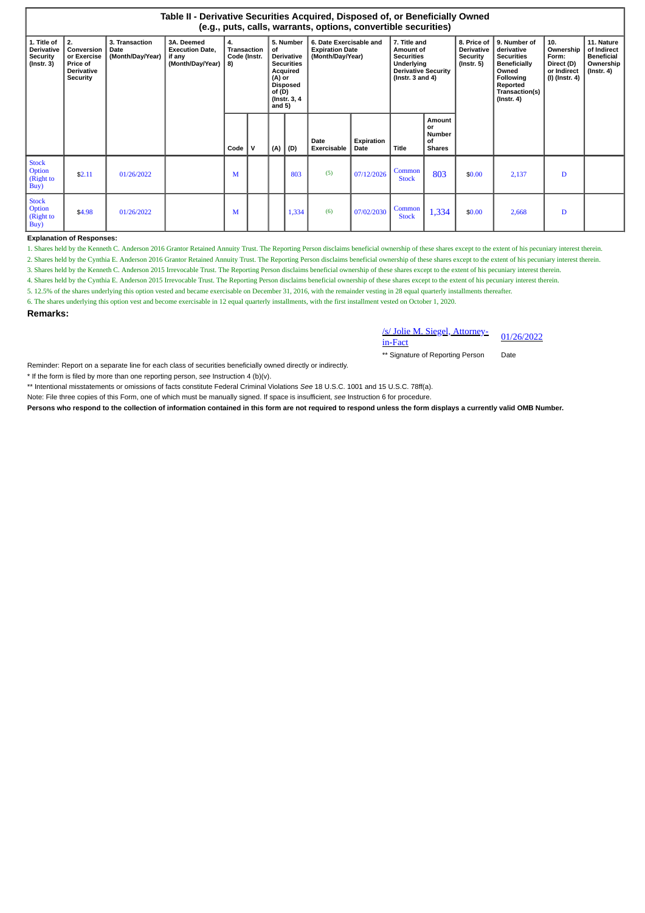## Table II - Derivative Securities Acquired, Disposed of, or Beneficially Owned (e.g., puts, calls, warrants, options, convertible securities)

| 1. Title of Derivative Security (Instr. 3) | 2. Conversion or Exercise Price of Derivative Security | 3. Transaction Date (Month/Day/Year) | 3A. Deemed Execution Date, if any (Month/Day/Year) | 4. Transaction Code (Instr. 8) | | 5. Number of Derivative Securities Acquired (A) or Disposed of (D) (Instr. 3, 4 and 5) | | 6. Date Exercisable and Expiration Date (Month/Day/Year) | | 7. Title and Amount of Securities Underlying Derivative Security (Instr. 3 and 4) | | 8. Price of Derivative Security (Instr. 5) | 9. Number of derivative Securities Beneficially Owned Following Reported Transaction(s) (Instr. 4) | 10. Ownership Form: Direct (D) or Indirect (I) (Instr. 4) | 11. Nature of Indirect Beneficial Ownership (Instr. 4) |
|---|---|---|---|---|---|---|---|---|---|---|---|---|---|---|---|
| | | | | Code | V | (A) | (D) | Date Exercisable | Expiration Date | Title | Amount or Number of Shares | | | | |
| Stock Option (Right to Buy) | $2.11 | 01/26/2022 | | M | | | 803 | (5) | 07/12/2026 | Common Stock | 803 | $0.00 | 2,137 | D | |
| Stock Option (Right to Buy) | $4.98 | 01/26/2022 | | M | | | 1,334 | (6) | 07/02/2030 | Common Stock | 1,334 | $0.00 | 2,668 | D | |

**Explanation of Responses:**

1. Shares held by the Kenneth C. Anderson 2016 Grantor Retained Annuity Trust. The Reporting Person disclaims beneficial ownership of these shares except to the extent of his pecuniary interest therein.
2. Shares held by the Cynthia E. Anderson 2016 Grantor Retained Annuity Trust. The Reporting Person disclaims beneficial ownership of these shares except to the extent of his pecuniary interest therein.
3. Shares held by the Kenneth C. Anderson 2015 Irrevocable Trust. The Reporting Person disclaims beneficial ownership of these shares except to the extent of his pecuniary interest therein.
4. Shares held by the Cynthia E. Anderson 2015 Irrevocable Trust. The Reporting Person disclaims beneficial ownership of these shares except to the extent of his pecuniary interest therein.
5. 12.5% of the shares underlying this option vested and became exercisable on December 31, 2016, with the remainder vesting in 28 equal quarterly installments thereafter.
6. The shares underlying this option vest and become exercisable in 12 equal quarterly installments, with the first installment vested on October 1, 2020.

**Remarks:**

/s/ Jolie M. Siegel, Attorney-in-Fact    01/26/2022

** Signature of Reporting Person    Date

Reminder: Report on a separate line for each class of securities beneficially owned directly or indirectly.

\* If the form is filed by more than one reporting person, *see* Instruction 4 (b)(v).

** Intentional misstatements or omissions of facts constitute Federal Criminal Violations *See* 18 U.S.C. 1001 and 15 U.S.C. 78ff(a).

Note: File three copies of this Form, one of which must be manually signed. If space is insufficient, *see* Instruction 6 for procedure.

**Persons who respond to the collection of information contained in this form are not required to respond unless the form displays a currently valid OMB Number.**